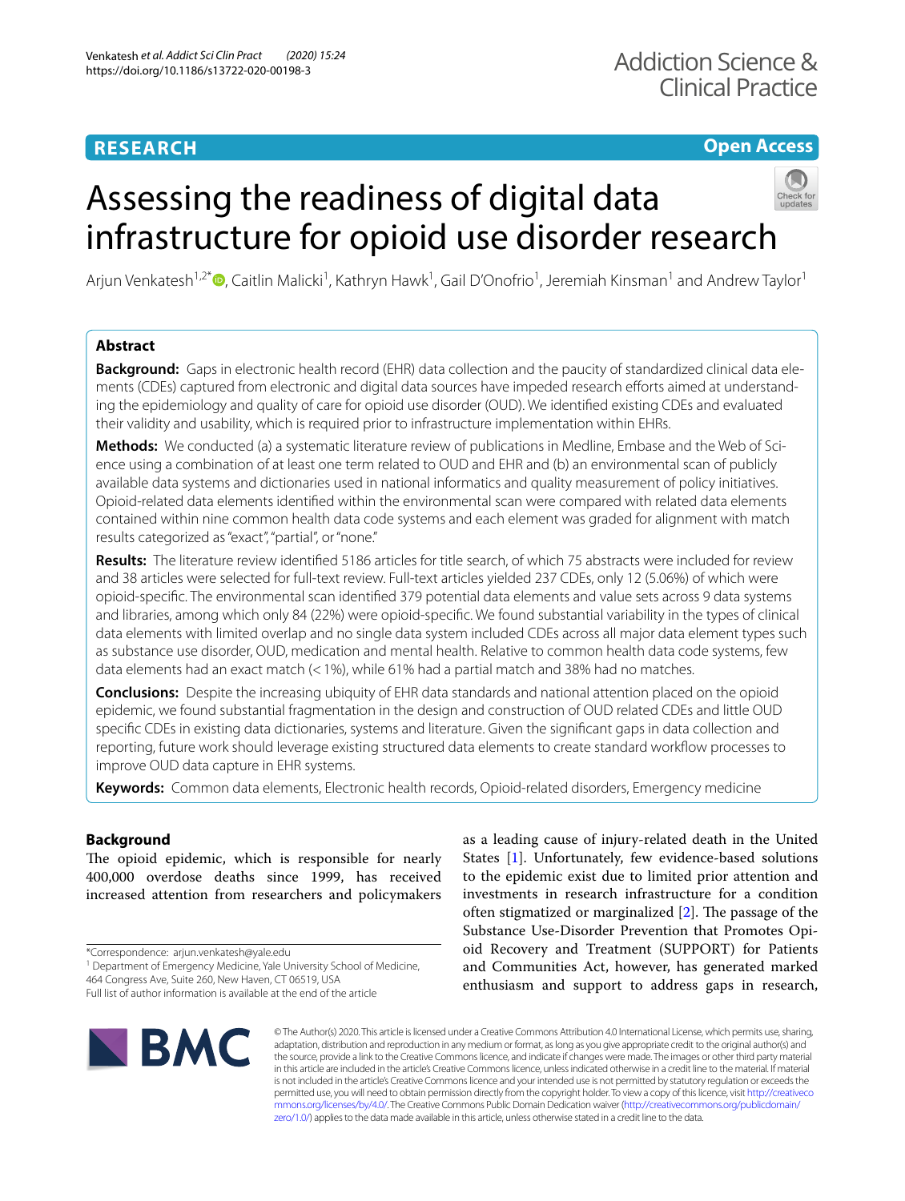RESEARCH

Open Access

# Assessing the readiness of digital data infrastructure for opioid use disorder research

Arjun Venkatesh[1,2*], Caitlin Malicki[1], Kathryn Hawk[1], Gail D'Onofrio[1], Jeremiah Kinsman[1] and Andrew Taylor[1]

## Abstract

**Background:** Gaps in electronic health record (EHR) data collection and the paucity of standardized clinical data elements (CDEs) captured from electronic and digital data sources have impeded research efforts aimed at understanding the epidemiology and quality of care for opioid use disorder (OUD). We identified existing CDEs and evaluated their validity and usability, which is required prior to infrastructure implementation within EHRs.

**Methods:** We conducted (a) a systematic literature review of publications in Medline, Embase and the Web of Science using a combination of at least one term related to OUD and EHR and (b) an environmental scan of publicly available data systems and dictionaries used in national informatics and quality measurement of policy initiatives. Opioid-related data elements identified within the environmental scan were compared with related data elements contained within nine common health data code systems and each element was graded for alignment with match results categorized as "exact", "partial", or "none."

**Results:** The literature review identified 5186 articles for title search, of which 75 abstracts were included for review and 38 articles were selected for full-text review. Full-text articles yielded 237 CDEs, only 12 (5.06%) of which were opioid-specific. The environmental scan identified 379 potential data elements and value sets across 9 data systems and libraries, among which only 84 (22%) were opioid-specific. We found substantial variability in the types of clinical data elements with limited overlap and no single data system included CDEs across all major data element types such as substance use disorder, OUD, medication and mental health. Relative to common health data code systems, few data elements had an exact match (< 1%), while 61% had a partial match and 38% had no matches.

**Conclusions:** Despite the increasing ubiquity of EHR data standards and national attention placed on the opioid epidemic, we found substantial fragmentation in the design and construction of OUD related CDEs and little OUD specific CDEs in existing data dictionaries, systems and literature. Given the significant gaps in data collection and reporting, future work should leverage existing structured data elements to create standard workflow processes to improve OUD data capture in EHR systems.

**Keywords:** Common data elements, Electronic health records, Opioid-related disorders, Emergency medicine

## Background

The opioid epidemic, which is responsible for nearly 400,000 overdose deaths since 1999, has received increased attention from researchers and policymakers as a leading cause of injury-related death in the United States [1]. Unfortunately, few evidence-based solutions to the epidemic exist due to limited prior attention and investments in research infrastructure for a condition often stigmatized or marginalized [2]. The passage of the Substance Use-Disorder Prevention that Promotes Opioid Recovery and Treatment (SUPPORT) for Patients and Communities Act, however, has generated marked enthusiasm and support to address gaps in research,

*Correspondence: arjun.venkatesh@yale.edu
[1] Department of Emergency Medicine, Yale University School of Medicine, 464 Congress Ave, Suite 260, New Haven, CT 06519, USA
Full list of author information is available at the end of the article

© The Author(s) 2020. This article is licensed under a Creative Commons Attribution 4.0 International License, which permits use, sharing, adaptation, distribution and reproduction in any medium or format, as long as you give appropriate credit to the original author(s) and the source, provide a link to the Creative Commons licence, and indicate if changes were made. The images or other third party material in this article are included in the article's Creative Commons licence, unless indicated otherwise in a credit line to the material. If material is not included in the article's Creative Commons licence and your intended use is not permitted by statutory regulation or exceeds the permitted use, you will need to obtain permission directly from the copyright holder. To view a copy of this licence, visit http://creativecommons.org/licenses/by/4.0/. The Creative Commons Public Domain Dedication waiver (http://creativecommons.org/publicdomain/zero/1.0/) applies to the data made available in this article, unless otherwise stated in a credit line to the data.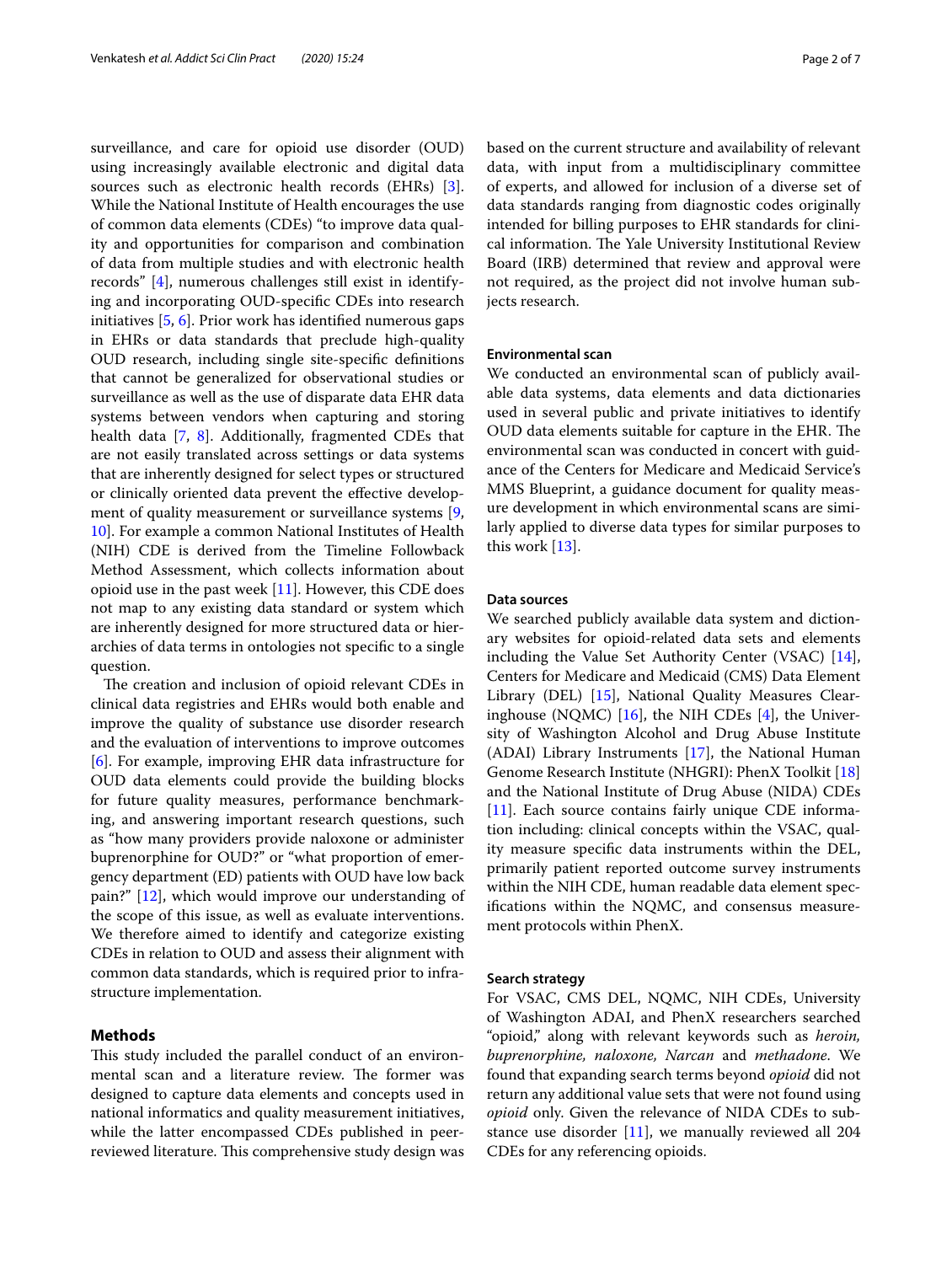surveillance, and care for opioid use disorder (OUD) using increasingly available electronic and digital data sources such as electronic health records (EHRs) [3]. While the National Institute of Health encourages the use of common data elements (CDEs) "to improve data quality and opportunities for comparison and combination of data from multiple studies and with electronic health records" [4], numerous challenges still exist in identifying and incorporating OUD-specific CDEs into research initiatives [5, 6]. Prior work has identified numerous gaps in EHRs or data standards that preclude high-quality OUD research, including single site-specific definitions that cannot be generalized for observational studies or surveillance as well as the use of disparate data EHR data systems between vendors when capturing and storing health data [7, 8]. Additionally, fragmented CDEs that are not easily translated across settings or data systems that are inherently designed for select types or structured or clinically oriented data prevent the effective development of quality measurement or surveillance systems [9, 10]. For example a common National Institutes of Health (NIH) CDE is derived from the Timeline Followback Method Assessment, which collects information about opioid use in the past week [11]. However, this CDE does not map to any existing data standard or system which are inherently designed for more structured data or hierarchies of data terms in ontologies not specific to a single question.

The creation and inclusion of opioid relevant CDEs in clinical data registries and EHRs would both enable and improve the quality of substance use disorder research and the evaluation of interventions to improve outcomes [6]. For example, improving EHR data infrastructure for OUD data elements could provide the building blocks for future quality measures, performance benchmarking, and answering important research questions, such as "how many providers provide naloxone or administer buprenorphine for OUD?" or "what proportion of emergency department (ED) patients with OUD have low back pain?" [12], which would improve our understanding of the scope of this issue, as well as evaluate interventions. We therefore aimed to identify and categorize existing CDEs in relation to OUD and assess their alignment with common data standards, which is required prior to infrastructure implementation.

## Methods

This study included the parallel conduct of an environmental scan and a literature review. The former was designed to capture data elements and concepts used in national informatics and quality measurement initiatives, while the latter encompassed CDEs published in peer-reviewed literature. This comprehensive study design was based on the current structure and availability of relevant data, with input from a multidisciplinary committee of experts, and allowed for inclusion of a diverse set of data standards ranging from diagnostic codes originally intended for billing purposes to EHR standards for clinical information. The Yale University Institutional Review Board (IRB) determined that review and approval were not required, as the project did not involve human subjects research.

### Environmental scan

We conducted an environmental scan of publicly available data systems, data elements and data dictionaries used in several public and private initiatives to identify OUD data elements suitable for capture in the EHR. The environmental scan was conducted in concert with guidance of the Centers for Medicare and Medicaid Service's MMS Blueprint, a guidance document for quality measure development in which environmental scans are similarly applied to diverse data types for similar purposes to this work [13].

### Data sources

We searched publicly available data system and dictionary websites for opioid-related data sets and elements including the Value Set Authority Center (VSAC) [14], Centers for Medicare and Medicaid (CMS) Data Element Library (DEL) [15], National Quality Measures Clearinghouse (NQMC) [16], the NIH CDEs [4], the University of Washington Alcohol and Drug Abuse Institute (ADAI) Library Instruments [17], the National Human Genome Research Institute (NHGRI): PhenX Toolkit [18] and the National Institute of Drug Abuse (NIDA) CDEs [11]. Each source contains fairly unique CDE information including: clinical concepts within the VSAC, quality measure specific data instruments within the DEL, primarily patient reported outcome survey instruments within the NIH CDE, human readable data element specifications within the NQMC, and consensus measurement protocols within PhenX.

### Search strategy

For VSAC, CMS DEL, NQMC, NIH CDEs, University of Washington ADAI, and PhenX researchers searched "opioid," along with relevant keywords such as *heroin, buprenorphine, naloxone, Narcan* and *methadone*. We found that expanding search terms beyond *opioid* did not return any additional value sets that were not found using *opioid* only. Given the relevance of NIDA CDEs to substance use disorder [11], we manually reviewed all 204 CDEs for any referencing opioids.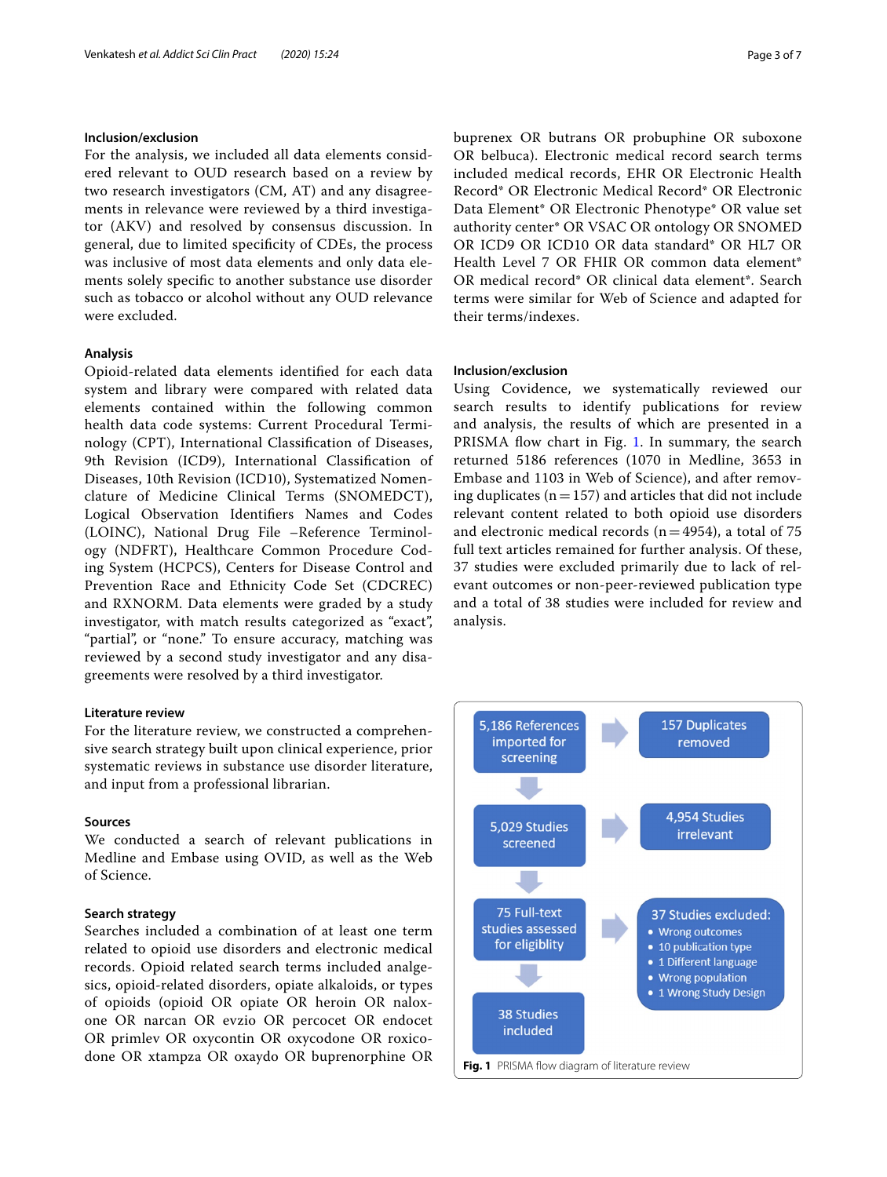### Inclusion/exclusion

For the analysis, we included all data elements considered relevant to OUD research based on a review by two research investigators (CM, AT) and any disagreements in relevance were reviewed by a third investigator (AKV) and resolved by consensus discussion. In general, due to limited specificity of CDEs, the process was inclusive of most data elements and only data elements solely specific to another substance use disorder such as tobacco or alcohol without any OUD relevance were excluded.

### Analysis

Opioid-related data elements identified for each data system and library were compared with related data elements contained within the following common health data code systems: Current Procedural Terminology (CPT), International Classification of Diseases, 9th Revision (ICD9), International Classification of Diseases, 10th Revision (ICD10), Systematized Nomenclature of Medicine Clinical Terms (SNOMEDCT), Logical Observation Identifiers Names and Codes (LOINC), National Drug File –Reference Terminology (NDFRT), Healthcare Common Procedure Coding System (HCPCS), Centers for Disease Control and Prevention Race and Ethnicity Code Set (CDCREC) and RXNORM. Data elements were graded by a study investigator, with match results categorized as "exact", "partial", or "none." To ensure accuracy, matching was reviewed by a second study investigator and any disagreements were resolved by a third investigator.

### Literature review

For the literature review, we constructed a comprehensive search strategy built upon clinical experience, prior systematic reviews in substance use disorder literature, and input from a professional librarian.

### Sources

We conducted a search of relevant publications in Medline and Embase using OVID, as well as the Web of Science.

### Search strategy

Searches included a combination of at least one term related to opioid use disorders and electronic medical records. Opioid related search terms included analgesics, opioid-related disorders, opiate alkaloids, or types of opioids (opioid OR opiate OR heroin OR naloxone OR narcan OR evzio OR percocet OR endocet OR primlev OR oxycontin OR oxycodone OR roxicodone OR xtampza OR oxaydo OR buprenorphine OR buprenex OR butrans OR probuphine OR suboxone OR belbuca). Electronic medical record search terms included medical records, EHR OR Electronic Health Record* OR Electronic Medical Record* OR Electronic Data Element* OR Electronic Phenotype* OR value set authority center* OR VSAC OR ontology OR SNOMED OR ICD9 OR ICD10 OR data standard* OR HL7 OR Health Level 7 OR FHIR OR common data element* OR medical record* OR clinical data element*. Search terms were similar for Web of Science and adapted for their terms/indexes.

### Inclusion/exclusion

Using Covidence, we systematically reviewed our search results to identify publications for review and analysis, the results of which are presented in a PRISMA flow chart in Fig. 1. In summary, the search returned 5186 references (1070 in Medline, 3653 in Embase and 1103 in Web of Science), and after removing duplicates (n = 157) and articles that did not include relevant content related to both opioid use disorders and electronic medical records (n = 4954), a total of 75 full text articles remained for further analysis. Of these, 37 studies were excluded primarily due to lack of relevant outcomes or non-peer-reviewed publication type and a total of 38 studies were included for review and analysis.

5,186 References imported for screening
157 Duplicates removed
5,029 Studies screened
4,954 Studies irrelevant
75 Full-text studies assessed for eligiblity
37 Studies excluded:
- Wrong outcomes
- 10 publication type
- 1 Different language
- Wrong population
- 1 Wrong Study Design

38 Studies included

**Fig. 1** PRISMA flow diagram of literature review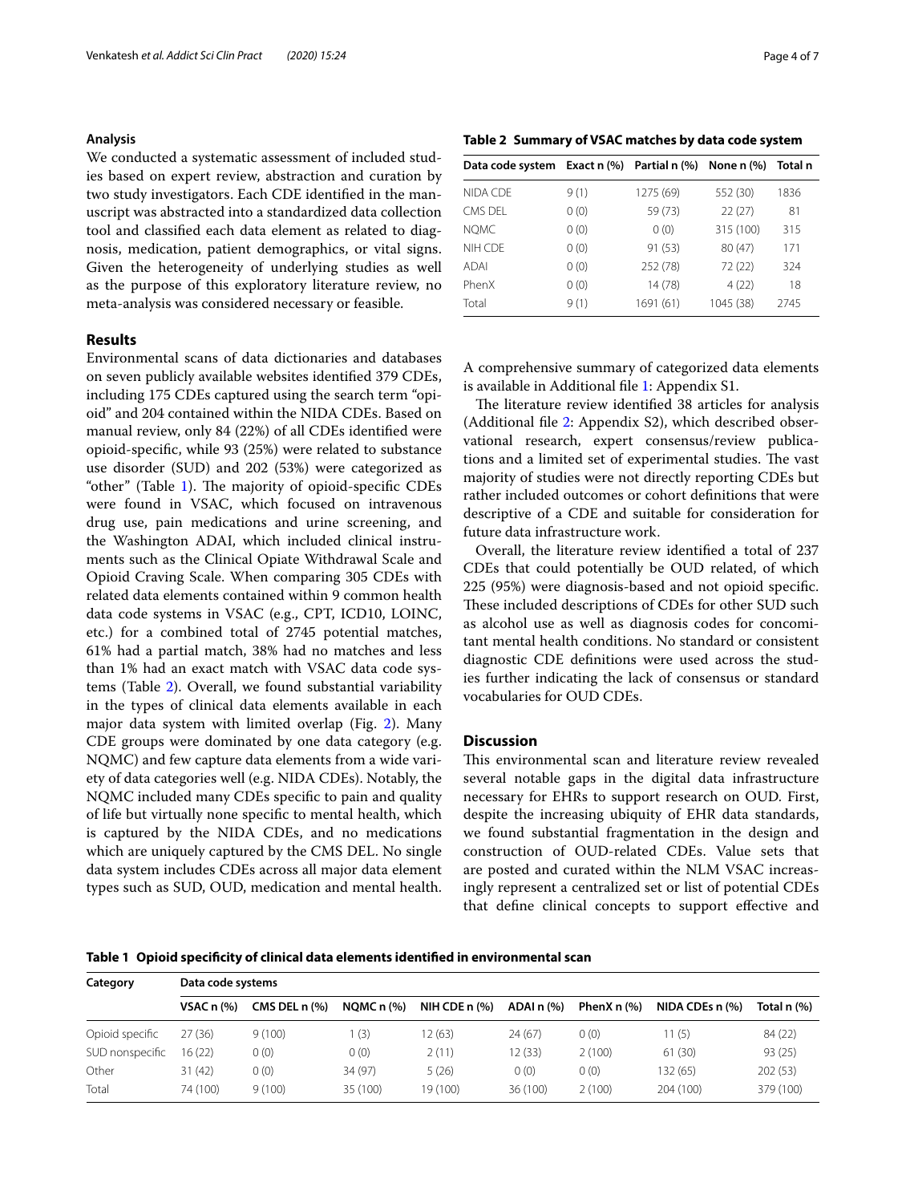### Analysis

We conducted a systematic assessment of included studies based on expert review, abstraction and curation by two study investigators. Each CDE identified in the manuscript was abstracted into a standardized data collection tool and classified each data element as related to diagnosis, medication, patient demographics, or vital signs. Given the heterogeneity of underlying studies as well as the purpose of this exploratory literature review, no meta-analysis was considered necessary or feasible.

## Results

Environmental scans of data dictionaries and databases on seven publicly available websites identified 379 CDEs, including 175 CDEs captured using the search term "opioid" and 204 contained within the NIDA CDEs. Based on manual review, only 84 (22%) of all CDEs identified were opioid-specific, while 93 (25%) were related to substance use disorder (SUD) and 202 (53%) were categorized as "other" (Table 1). The majority of opioid-specific CDEs were found in VSAC, which focused on intravenous drug use, pain medications and urine screening, and the Washington ADAI, which included clinical instruments such as the Clinical Opiate Withdrawal Scale and Opioid Craving Scale. When comparing 305 CDEs with related data elements contained within 9 common health data code systems in VSAC (e.g., CPT, ICD10, LOINC, etc.) for a combined total of 2745 potential matches, 61% had a partial match, 38% had no matches and less than 1% had an exact match with VSAC data code systems (Table 2). Overall, we found substantial variability in the types of clinical data elements available in each major data system with limited overlap (Fig. 2). Many CDE groups were dominated by one data category (e.g. NQMC) and few capture data elements from a wide variety of data categories well (e.g. NIDA CDEs). Notably, the NQMC included many CDEs specific to pain and quality of life but virtually none specific to mental health, which is captured by the NIDA CDEs, and no medications which are uniquely captured by the CMS DEL. No single data system includes CDEs across all major data element types such as SUD, OUD, medication and mental health.

**Table 2 Summary of VSAC matches by data code system**

| Data code system | Exact n (%) | Partial n (%) | None n (%) | Total n |
|---|---|---|---|---|
| NIDA CDE | 9 (1) | 1275 (69) | 552 (30) | 1836 |
| CMS DEL | 0 (0) | 59 (73) | 22 (27) | 81 |
| NQMC | 0 (0) | 0 (0) | 315 (100) | 315 |
| NIH CDE | 0 (0) | 91 (53) | 80 (47) | 171 |
| ADAI | 0 (0) | 252 (78) | 72 (22) | 324 |
| PhenX | 0 (0) | 14 (78) | 4 (22) | 18 |
| Total | 9 (1) | 1691 (61) | 1045 (38) | 2745 |

A comprehensive summary of categorized data elements is available in Additional file 1: Appendix S1.

The literature review identified 38 articles for analysis (Additional file 2: Appendix S2), which described observational research, expert consensus/review publications and a limited set of experimental studies. The vast majority of studies were not directly reporting CDEs but rather included outcomes or cohort definitions that were descriptive of a CDE and suitable for consideration for future data infrastructure work.

Overall, the literature review identified a total of 237 CDEs that could potentially be OUD related, of which 225 (95%) were diagnosis-based and not opioid specific. These included descriptions of CDEs for other SUD such as alcohol use as well as diagnosis codes for concomitant mental health conditions. No standard or consistent diagnostic CDE definitions were used across the studies further indicating the lack of consensus or standard vocabularies for OUD CDEs.

## Discussion

This environmental scan and literature review revealed several notable gaps in the digital data infrastructure necessary for EHRs to support research on OUD. First, despite the increasing ubiquity of EHR data standards, we found substantial fragmentation in the design and construction of OUD-related CDEs. Value sets that are posted and curated within the NLM VSAC increasingly represent a centralized set or list of potential CDEs that define clinical concepts to support effective and

**Table 1 Opioid specificity of clinical data elements identified in environmental scan**

| Category | Data code systems | | | | | | | |
|---|---|---|---|---|---|---|---|---|
| | VSAC n (%) | CMS DEL n (%) | NQMC n (%) | NIH CDE n (%) | ADAI n (%) | PhenX n (%) | NIDA CDEs n (%) | Total n (%) |
| Opioid specific | 27 (36) | 9 (100) | 1 (3) | 12 (63) | 24 (67) | 0 (0) | 11 (5) | 84 (22) |
| SUD nonspecific | 16 (22) | 0 (0) | 0 (0) | 2 (11) | 12 (33) | 2 (100) | 61 (30) | 93 (25) |
| Other | 31 (42) | 0 (0) | 34 (97) | 5 (26) | 0 (0) | 0 (0) | 132 (65) | 202 (53) |
| Total | 74 (100) | 9 (100) | 35 (100) | 19 (100) | 36 (100) | 2 (100) | 204 (100) | 379 (100) |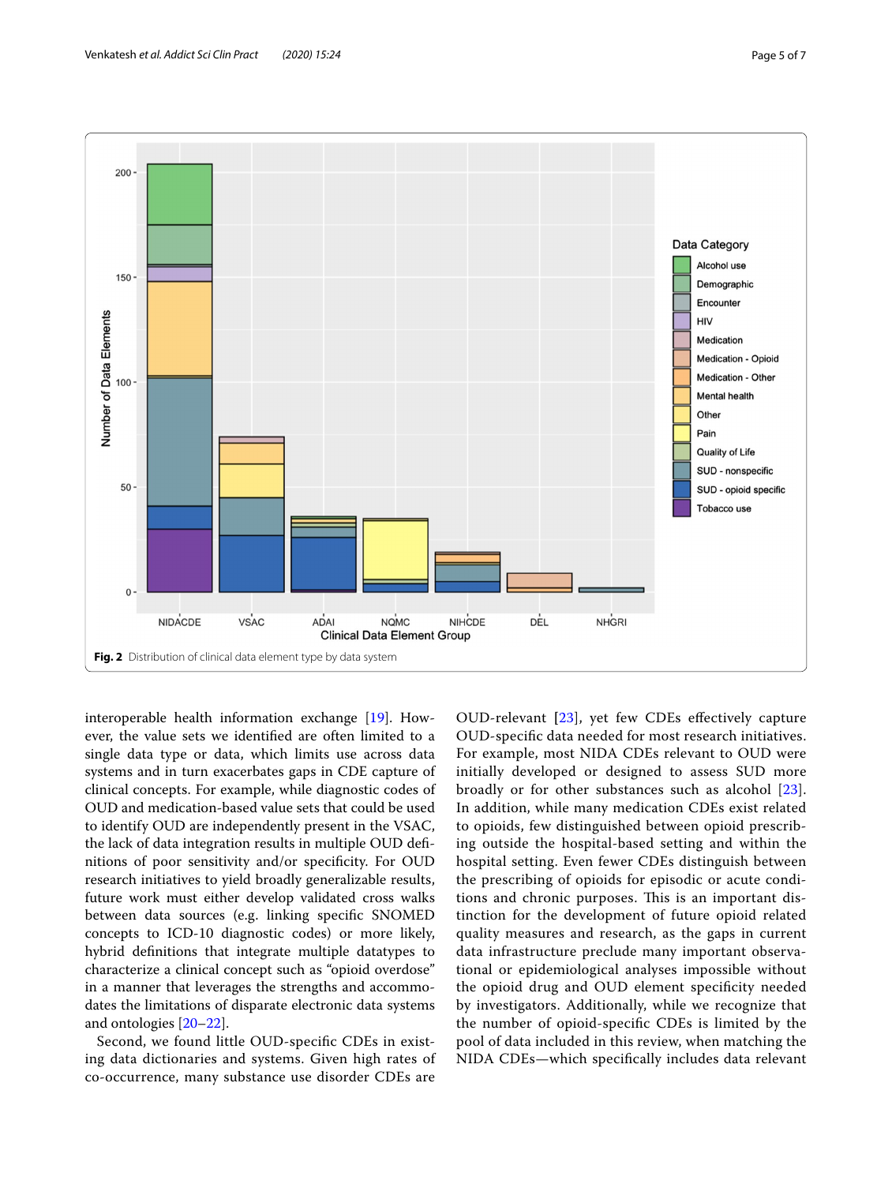Fig. 2 Distribution of clinical data element type by data system

interoperable health information exchange [19]. However, the value sets we identified are often limited to a single data type or data, which limits use across data systems and in turn exacerbates gaps in CDE capture of clinical concepts. For example, while diagnostic codes of OUD and medication-based value sets that could be used to identify OUD are independently present in the VSAC, the lack of data integration results in multiple OUD definitions of poor sensitivity and/or specificity. For OUD research initiatives to yield broadly generalizable results, future work must either develop validated cross walks between data sources (e.g. linking specific SNOMED concepts to ICD-10 diagnostic codes) or more likely, hybrid definitions that integrate multiple datatypes to characterize a clinical concept such as "opioid overdose" in a manner that leverages the strengths and accommodates the limitations of disparate electronic data systems and ontologies [20–22].

Second, we found little OUD-specific CDEs in existing data dictionaries and systems. Given high rates of co-occurrence, many substance use disorder CDEs are OUD-relevant [23], yet few CDEs effectively capture OUD-specific data needed for most research initiatives. For example, most NIDA CDEs relevant to OUD were initially developed or designed to assess SUD more broadly or for other substances such as alcohol [23]. In addition, while many medication CDEs exist related to opioids, few distinguished between opioid prescribing outside the hospital-based setting and within the hospital setting. Even fewer CDEs distinguish between the prescribing of opioids for episodic or acute conditions and chronic purposes. This is an important distinction for the development of future opioid related quality measures and research, as the gaps in current data infrastructure preclude many important observational or epidemiological analyses impossible without the opioid drug and OUD element specificity needed by investigators. Additionally, while we recognize that the number of opioid-specific CDEs is limited by the pool of data included in this review, when matching the NIDA CDEs—which specifically includes data relevant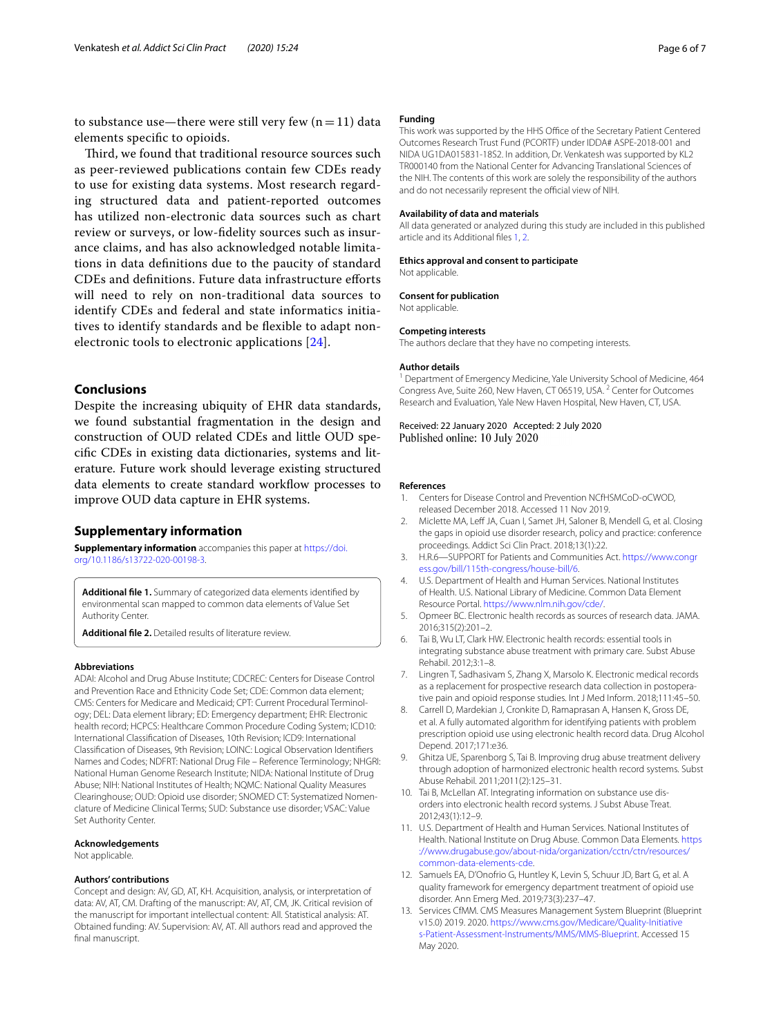to substance use—there were still very few (n = 11) data elements specific to opioids.

Third, we found that traditional resource sources such as peer-reviewed publications contain few CDEs ready to use for existing data systems. Most research regarding structured data and patient-reported outcomes has utilized non-electronic data sources such as chart review or surveys, or low-fidelity sources such as insurance claims, and has also acknowledged notable limitations in data definitions due to the paucity of standard CDEs and definitions. Future data infrastructure efforts will need to rely on non-traditional data sources to identify CDEs and federal and state informatics initiatives to identify standards and be flexible to adapt non-electronic tools to electronic applications [24].

## Conclusions

Despite the increasing ubiquity of EHR data standards, we found substantial fragmentation in the design and construction of OUD related CDEs and little OUD specific CDEs in existing data dictionaries, systems and literature. Future work should leverage existing structured data elements to create standard workflow processes to improve OUD data capture in EHR systems.

## Supplementary information

**Supplementary information** accompanies this paper at https://doi.org/10.1186/s13722-020-00198-3.

**Additional file 1.** Summary of categorized data elements identified by environmental scan mapped to common data elements of Value Set Authority Center.

**Additional file 2.** Detailed results of literature review.

### Abbreviations

ADAI: Alcohol and Drug Abuse Institute; CDCREC: Centers for Disease Control and Prevention Race and Ethnicity Code Set; CDE: Common data element; CMS: Centers for Medicare and Medicaid; CPT: Current Procedural Terminology; DEL: Data element library; ED: Emergency department; EHR: Electronic health record; HCPCS: Healthcare Common Procedure Coding System; ICD10: International Classification of Diseases, 10th Revision; ICD9: International Classification of Diseases, 9th Revision; LOINC: Logical Observation Identifiers Names and Codes; NDFRT: National Drug File – Reference Terminology; NHGRI: National Human Genome Research Institute; NIDA: National Institute of Drug Abuse; NIH: National Institutes of Health; NQMC: National Quality Measures Clearinghouse; OUD: Opioid use disorder; SNOMED CT: Systematized Nomenclature of Medicine Clinical Terms; SUD: Substance use disorder; VSAC: Value Set Authority Center.

### Acknowledgements

Not applicable.

### Authors' contributions

Concept and design: AV, GD, AT, KH. Acquisition, analysis, or interpretation of data: AV, AT, CM. Drafting of the manuscript: AV, AT, CM, JK. Critical revision of the manuscript for important intellectual content: All. Statistical analysis: AT. Obtained funding: AV. Supervision: AV, AT. All authors read and approved the final manuscript.

### Funding

This work was supported by the HHS Office of the Secretary Patient Centered Outcomes Research Trust Fund (PCORTF) under IDDA# ASPE-2018-001 and NIDA UG1DA015831-18S2. In addition, Dr. Venkatesh was supported by KL2 TR000140 from the National Center for Advancing Translational Sciences of the NIH. The contents of this work are solely the responsibility of the authors and do not necessarily represent the official view of NIH.

### Availability of data and materials

All data generated or analyzed during this study are included in this published article and its Additional files 1, 2.

### Ethics approval and consent to participate

Not applicable.

### Consent for publication

Not applicable.

### Competing interests

The authors declare that they have no competing interests.

### Author details

[1] Department of Emergency Medicine, Yale University School of Medicine, 464 Congress Ave, Suite 260, New Haven, CT 06519, USA. [2] Center for Outcomes Research and Evaluation, Yale New Haven Hospital, New Haven, CT, USA.

Received: 22 January 2020 Accepted: 2 July 2020
Published online: 10 July 2020

### References

1. Centers for Disease Control and Prevention NCfHSMCoD-oCWOD, released December 2018. Accessed 11 Nov 2019.
2. Miclette MA, Leff JA, Cuan I, Samet JH, Saloner B, Mendell G, et al. Closing the gaps in opioid use disorder research, policy and practice: conference proceedings. Addict Sci Clin Pract. 2018;13(1):22.
3. H.R.6—SUPPORT for Patients and Communities Act. https://www.congress.gov/bill/115th-congress/house-bill/6.
4. U.S. Department of Health and Human Services. National Institutes of Health. U.S. National Library of Medicine. Common Data Element Resource Portal. https://www.nlm.nih.gov/cde/.
5. Opmeer BC. Electronic health records as sources of research data. JAMA. 2016;315(2):201–2.
6. Tai B, Wu LT, Clark HW. Electronic health records: essential tools in integrating substance abuse treatment with primary care. Subst Abuse Rehabil. 2012;3:1–8.
7. Lingren T, Sadhasivam S, Zhang X, Marsolo K. Electronic medical records as a replacement for prospective research data collection in postoperative pain and opioid response studies. Int J Med Inform. 2018;111:45–50.
8. Carrell D, Mardekian J, Cronkite D, Ramaprasan A, Hansen K, Gross DE, et al. A fully automated algorithm for identifying patients with problem prescription opioid use using electronic health record data. Drug Alcohol Depend. 2017;171:e36.
9. Ghitza UE, Sparenborg S, Tai B. Improving drug abuse treatment delivery through adoption of harmonized electronic health record systems. Subst Abuse Rehabil. 2011;2011(2):125–31.
10. Tai B, McLellan AT. Integrating information on substance use disorders into electronic health record systems. J Subst Abuse Treat. 2012;43(1):12–9.
11. U.S. Department of Health and Human Services. National Institutes of Health. National Institute on Drug Abuse. Common Data Elements. https://www.drugabuse.gov/about-nida/organization/cctn/ctn/resources/common-data-elements-cde.
12. Samuels EA, D'Onofrio G, Huntley K, Levin S, Schuur JD, Bart G, et al. A quality framework for emergency department treatment of opioid use disorder. Ann Emerg Med. 2019;73(3):237–47.
13. Services CfMM. CMS Measures Management System Blueprint (Blueprint v15.0) 2019. 2020. https://www.cms.gov/Medicare/Quality-Initiatives-Patient-Assessment-Instruments/MMS/MMS-Blueprint. Accessed 15 May 2020.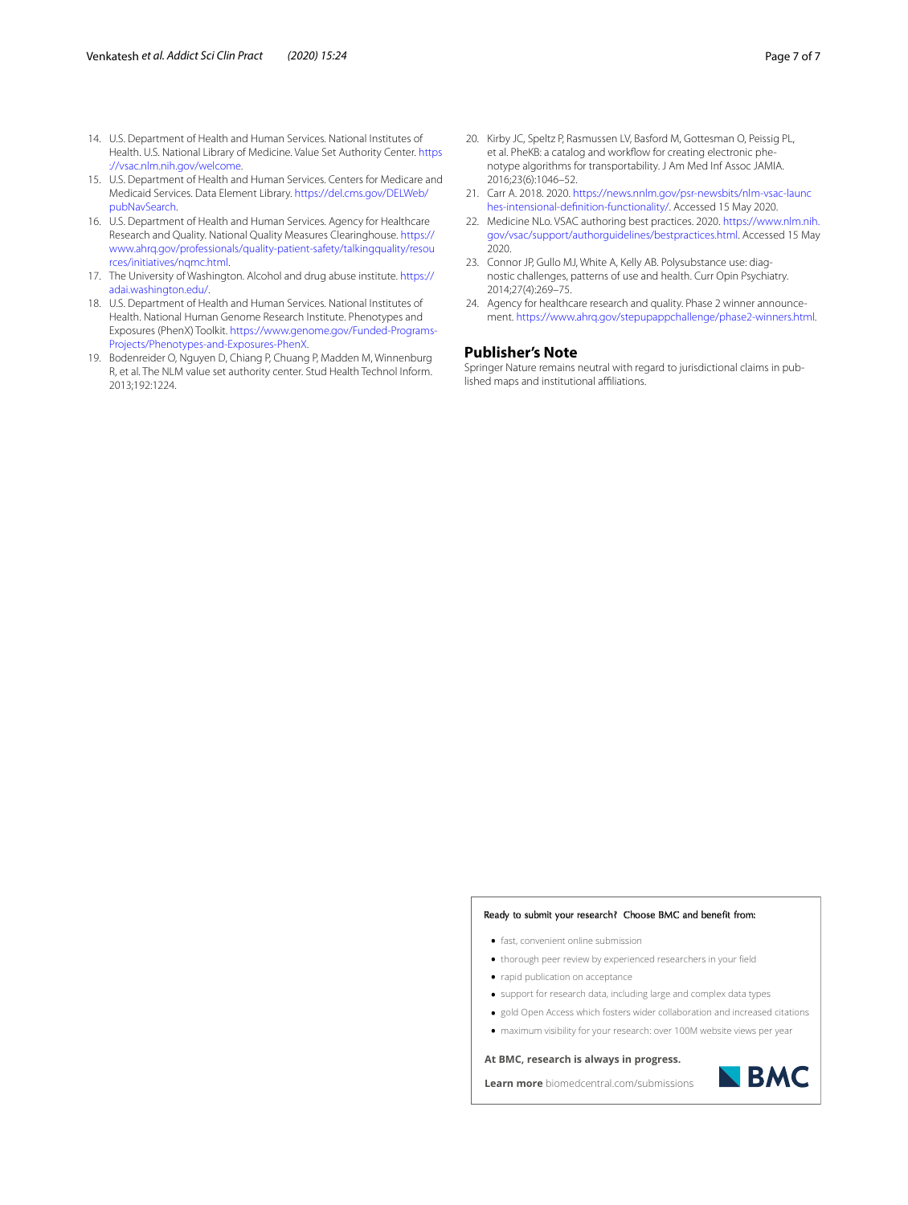14. U.S. Department of Health and Human Services. National Institutes of Health. U.S. National Library of Medicine. Value Set Authority Center. https://vsac.nlm.nih.gov/welcome.
15. U.S. Department of Health and Human Services. Centers for Medicare and Medicaid Services. Data Element Library. https://del.cms.gov/DELWeb/pubNavSearch.
16. U.S. Department of Health and Human Services. Agency for Healthcare Research and Quality. National Quality Measures Clearinghouse. https://www.ahrq.gov/professionals/quality-patient-safety/talkingquality/resources/initiatives/nqmc.html.
17. The University of Washington. Alcohol and drug abuse institute. https://adai.washington.edu/.
18. U.S. Department of Health and Human Services. National Institutes of Health. National Human Genome Research Institute. Phenotypes and Exposures (PhenX) Toolkit. https://www.genome.gov/Funded-Programs-Projects/Phenotypes-and-Exposures-PhenX.
19. Bodenreider O, Nguyen D, Chiang P, Chuang P, Madden M, Winnenburg R, et al. The NLM value set authority center. Stud Health Technol Inform. 2013;192:1224.
20. Kirby JC, Speltz P, Rasmussen LV, Basford M, Gottesman O, Peissig PL, et al. PheKB: a catalog and workflow for creating electronic phenotype algorithms for transportability. J Am Med Inf Assoc JAMIA. 2016;23(6):1046–52.
21. Carr A. 2018. 2020. https://news.nnlm.gov/psr-newsbits/nlm-vsac-launches-intensional-definition-functionality/. Accessed 15 May 2020.
22. Medicine NLo. VSAC authoring best practices. 2020. https://www.nlm.nih.gov/vsac/support/authorguidelines/bestpractices.html. Accessed 15 May 2020.
23. Connor JP, Gullo MJ, White A, Kelly AB. Polysubstance use: diagnostic challenges, patterns of use and health. Curr Opin Psychiatry. 2014;27(4):269–75.
24. Agency for healthcare research and quality. Phase 2 winner announcement. https://www.ahrq.gov/stepupappchallenge/phase2-winners.html.

## Publisher's Note

Springer Nature remains neutral with regard to jurisdictional claims in published maps and institutional affiliations.

Ready to submit your research? Choose BMC and benefit from:

- fast, convenient online submission
- thorough peer review by experienced researchers in your field
- rapid publication on acceptance
- support for research data, including large and complex data types
- gold Open Access which fosters wider collaboration and increased citations
- maximum visibility for your research: over 100M website views per year

**At BMC, research is always in progress.**

**Learn more** biomedcentral.com/submissions

BMC